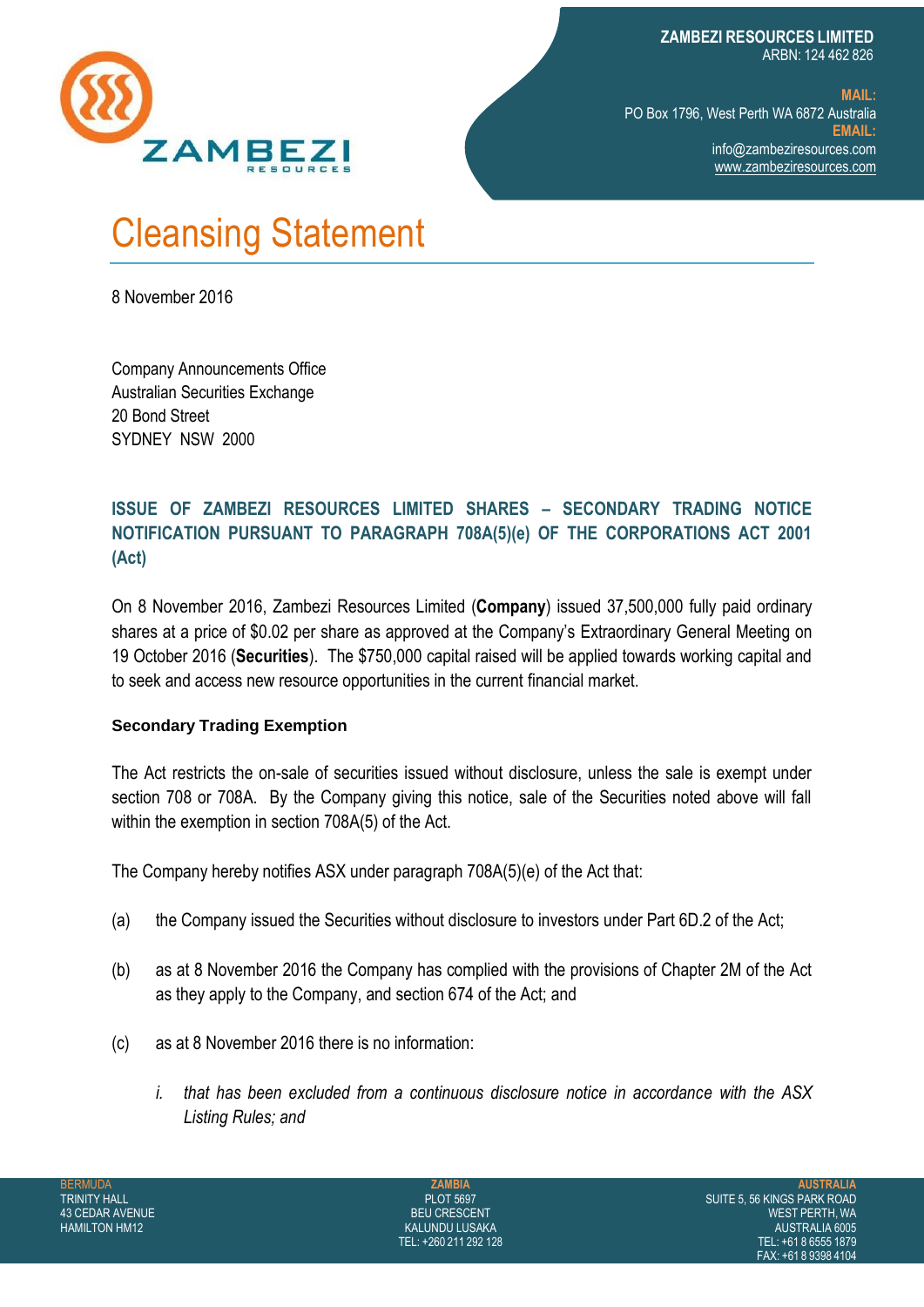**ZAMBEZI RESOURCES LIMITED**
ARBN: 124 462 826

**MAIL:**
PO Box 1796, West Perth WA 6872 Australia

**EMAIL:**
info@zambeziresources.com
www.zambeziresources.com

# Cleansing Statement

8 November 2016

Company Announcements Office
Australian Securities Exchange
20 Bond Street
SYDNEY NSW 2000

## ISSUE OF ZAMBEZI RESOURCES LIMITED SHARES – SECONDARY TRADING NOTICE NOTIFICATION PURSUANT TO PARAGRAPH 708A(5)(e) OF THE CORPORATIONS ACT 2001 (Act)

On 8 November 2016, Zambezi Resources Limited (**Company**) issued 37,500,000 fully paid ordinary shares at a price of $0.02 per share as approved at the Company's Extraordinary General Meeting on 19 October 2016 (**Securities**). The $750,000 capital raised will be applied towards working capital and to seek and access new resource opportunities in the current financial market.

### Secondary Trading Exemption

The Act restricts the on-sale of securities issued without disclosure, unless the sale is exempt under section 708 or 708A. By the Company giving this notice, sale of the Securities noted above will fall within the exemption in section 708A(5) of the Act.

The Company hereby notifies ASX under paragraph 708A(5)(e) of the Act that:

(a) the Company issued the Securities without disclosure to investors under Part 6D.2 of the Act;

(b) as at 8 November 2016 the Company has complied with the provisions of Chapter 2M of the Act as they apply to the Company, and section 674 of the Act; and

(c) as at 8 November 2016 there is no information:

  *i. that has been excluded from a continuous disclosure notice in accordance with the ASX Listing Rules; and*

BERMUDA
TRINITY HALL
43 CEDAR AVENUE
HAMILTON HM12

ZAMBIA
PLOT 5697
BEU CRESCENT
KALUNDU LUSAKA
TEL: +260 211 292 128

AUSTRALIA
SUITE 5, 56 KINGS PARK ROAD
WEST PERTH, WA
AUSTRALIA 6005
TEL: +61 8 6555 1879
FAX: +61 8 9398 4104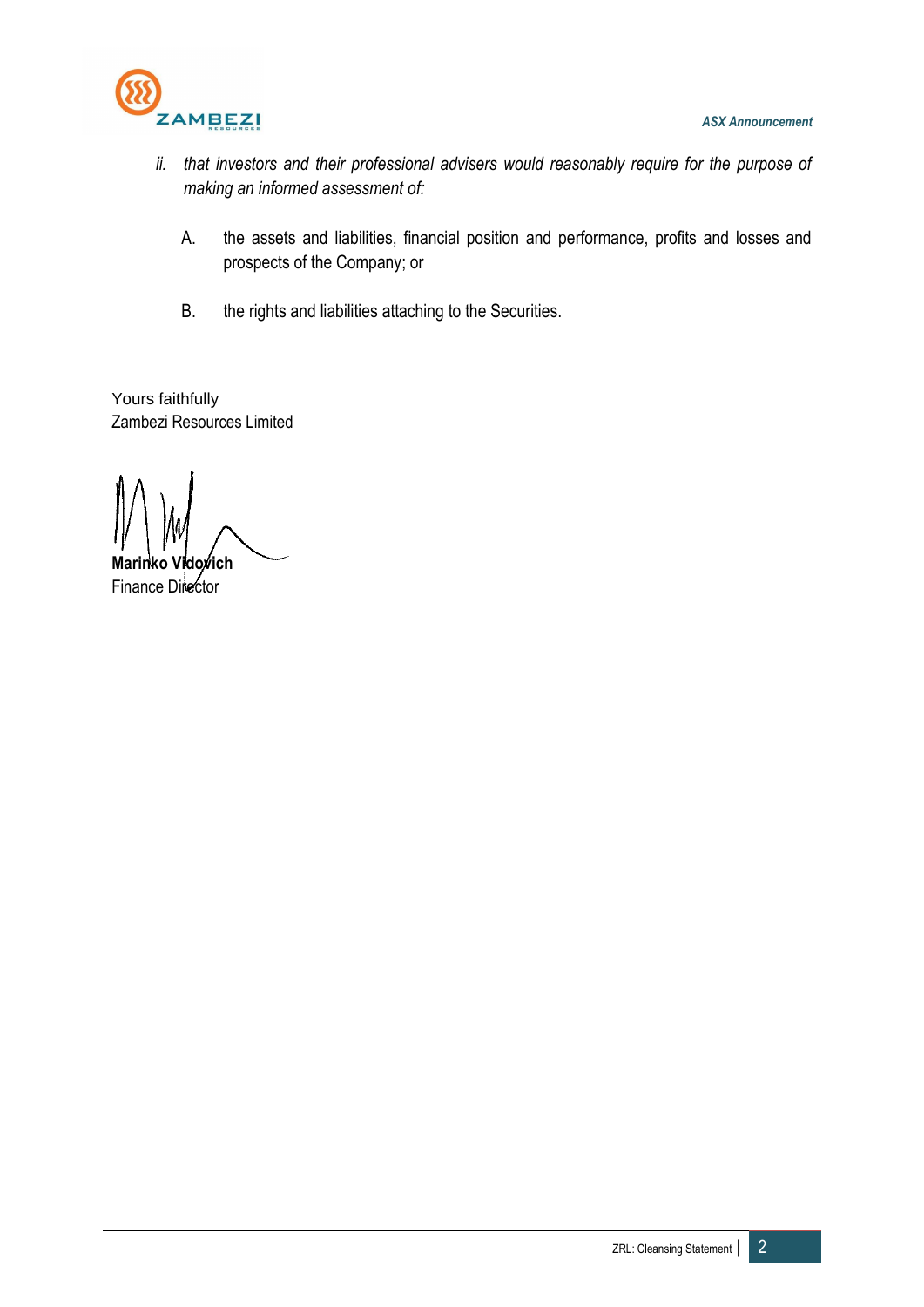*ii. that investors and their professional advisers would reasonably require for the purpose of making an informed assessment of:*

A. the assets and liabilities, financial position and performance, profits and losses and prospects of the Company; or

B. the rights and liabilities attaching to the Securities.

Yours faithfully
Zambezi Resources Limited

**Marinko Vidovich**
Finance Director